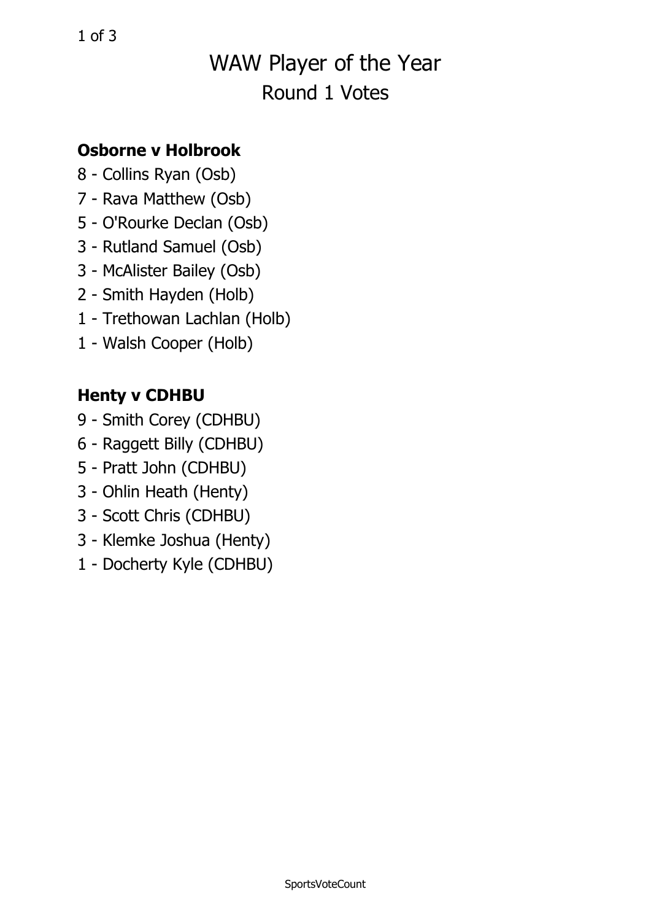# WAW Player of the Year

## Round 1 Votes

### Osborne v Holbrook

8 - Collins Ryan (Osb)
7 - Rava Matthew (Osb)
5 - O'Rourke Declan (Osb)
3 - Rutland Samuel (Osb)
3 - McAlister Bailey (Osb)
2 - Smith Hayden (Holb)
1 - Trethowan Lachlan (Holb)
1 - Walsh Cooper (Holb)

### Henty v CDHBU

9 - Smith Corey (CDHBU)
6 - Raggett Billy (CDHBU)
5 - Pratt John (CDHBU)
3 - Ohlin Heath (Henty)
3 - Scott Chris (CDHBU)
3 - Klemke Joshua (Henty)
1 - Docherty Kyle (CDHBU)

SportsVoteCount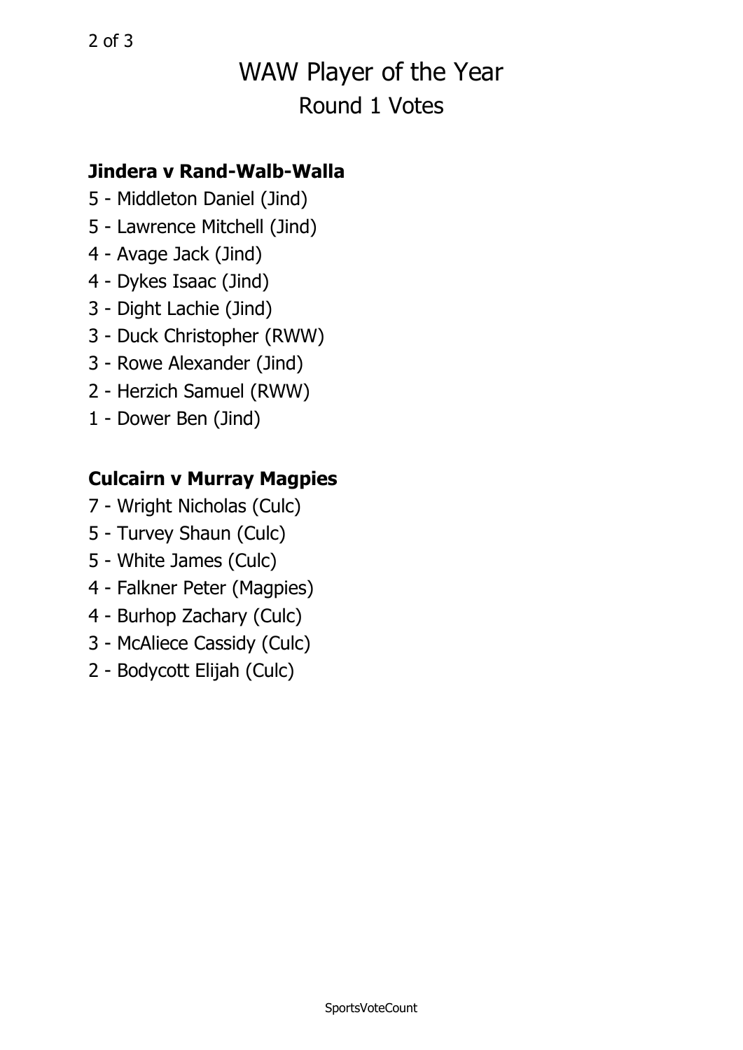# WAW Player of the Year

## Round 1 Votes

### Jindera v Rand-Walb-Walla

- 5 - Middleton Daniel (Jind)
- 5 - Lawrence Mitchell (Jind)
- 4 - Avage Jack (Jind)
- 4 - Dykes Isaac (Jind)
- 3 - Dight Lachie (Jind)
- 3 - Duck Christopher (RWW)
- 3 - Rowe Alexander (Jind)
- 2 - Herzich Samuel (RWW)
- 1 - Dower Ben (Jind)

### Culcairn v Murray Magpies

- 7 - Wright Nicholas (Culc)
- 5 - Turvey Shaun (Culc)
- 5 - White James (Culc)
- 4 - Falkner Peter (Magpies)
- 4 - Burhop Zachary (Culc)
- 3 - McAliece Cassidy (Culc)
- 2 - Bodycott Elijah (Culc)

SportsVoteCount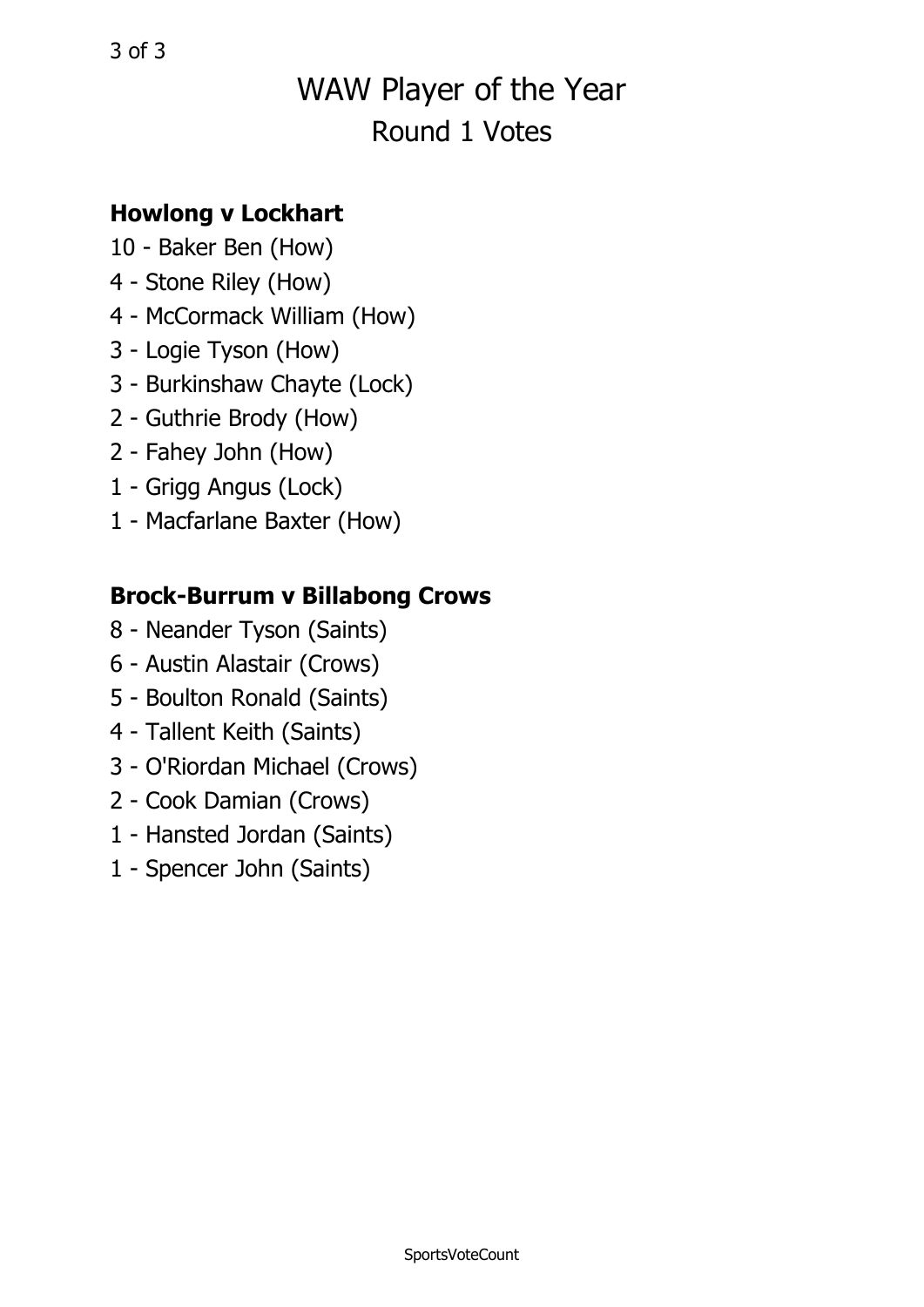# WAW Player of the Year

## Round 1 Votes

### Howlong v Lockhart

10 - Baker Ben (How)
4 - Stone Riley (How)
4 - McCormack William (How)
3 - Logie Tyson (How)
3 - Burkinshaw Chayte (Lock)
2 - Guthrie Brody (How)
2 - Fahey John (How)
1 - Grigg Angus (Lock)
1 - Macfarlane Baxter (How)

### Brock-Burrum v Billabong Crows

8 - Neander Tyson (Saints)
6 - Austin Alastair (Crows)
5 - Boulton Ronald (Saints)
4 - Tallent Keith (Saints)
3 - O'Riordan Michael (Crows)
2 - Cook Damian (Crows)
1 - Hansted Jordan (Saints)
1 - Spencer John (Saints)

SportsVoteCount